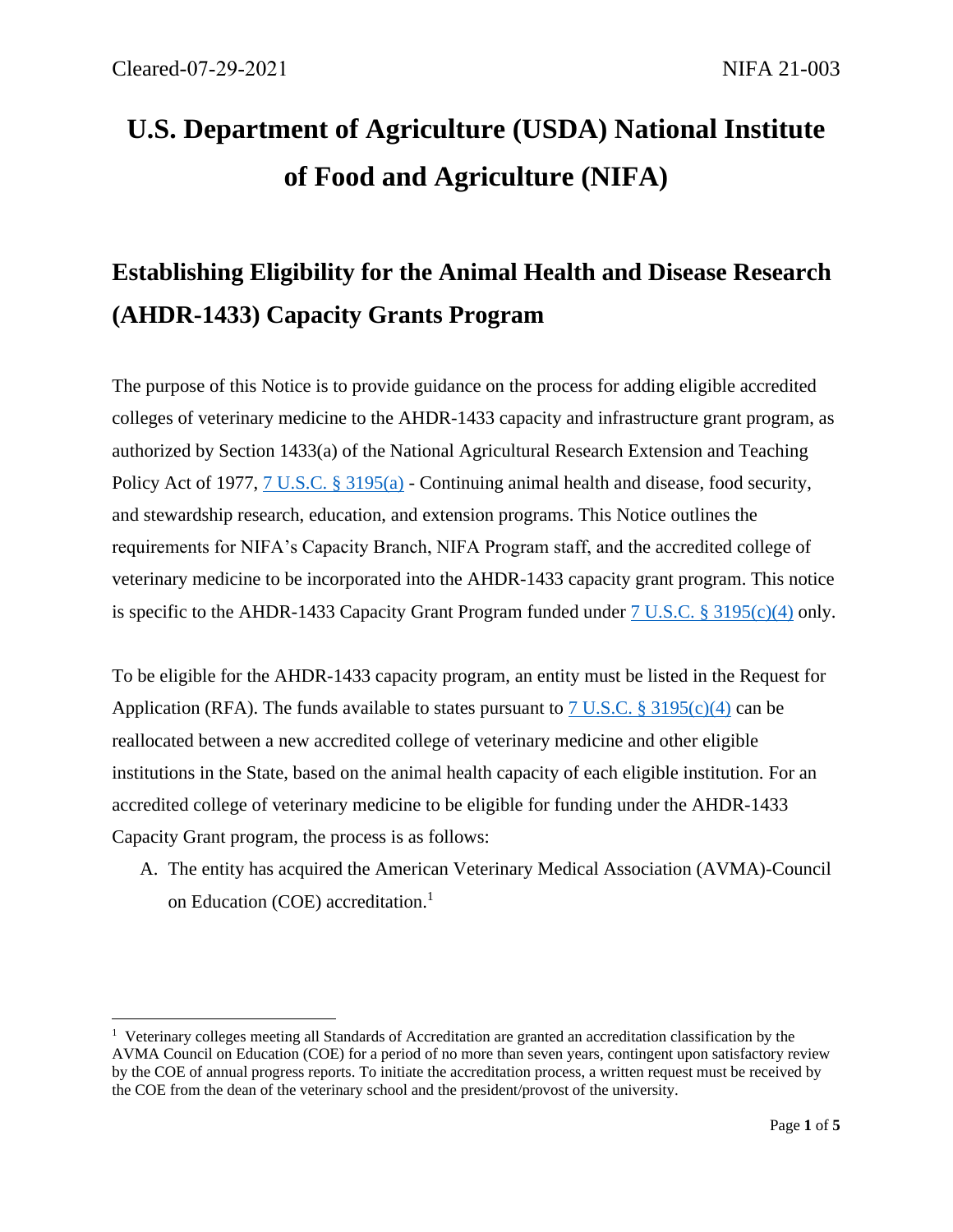# U.S. Department of Agriculture (USDA) National Institute of Food and Agriculture (NIFA)

## Establishing Eligibility for the Animal Health and Disease Research (AHDR-1433) Capacity Grants Program

The purpose of this Notice is to provide guidance on the process for adding eligible accredited colleges of veterinary medicine to the AHDR-1433 capacity and infrastructure grant program, as authorized by Section 1433(a) of the National Agricultural Research Extension and Teaching Policy Act of 1977, [7 U.S.C. § 3195(a)](#) - Continuing animal health and disease, food security, and stewardship research, education, and extension programs. This Notice outlines the requirements for NIFA's Capacity Branch, NIFA Program staff, and the accredited college of veterinary medicine to be incorporated into the AHDR-1433 capacity grant program. This notice is specific to the AHDR-1433 Capacity Grant Program funded under [7 U.S.C. § 3195(c)(4)](#) only.

To be eligible for the AHDR-1433 capacity program, an entity must be listed in the Request for Application (RFA). The funds available to states pursuant to [7 U.S.C. § 3195(c)(4)](#) can be reallocated between a new accredited college of veterinary medicine and other eligible institutions in the State, based on the animal health capacity of each eligible institution. For an accredited college of veterinary medicine to be eligible for funding under the AHDR-1433 Capacity Grant program, the process is as follows:

A. The entity has acquired the American Veterinary Medical Association (AVMA)-Council on Education (COE) accreditation.[1]

---

[1] Veterinary colleges meeting all Standards of Accreditation are granted an accreditation classification by the AVMA Council on Education (COE) for a period of no more than seven years, contingent upon satisfactory review by the COE of annual progress reports. To initiate the accreditation process, a written request must be received by the COE from the dean of the veterinary school and the president/provost of the university.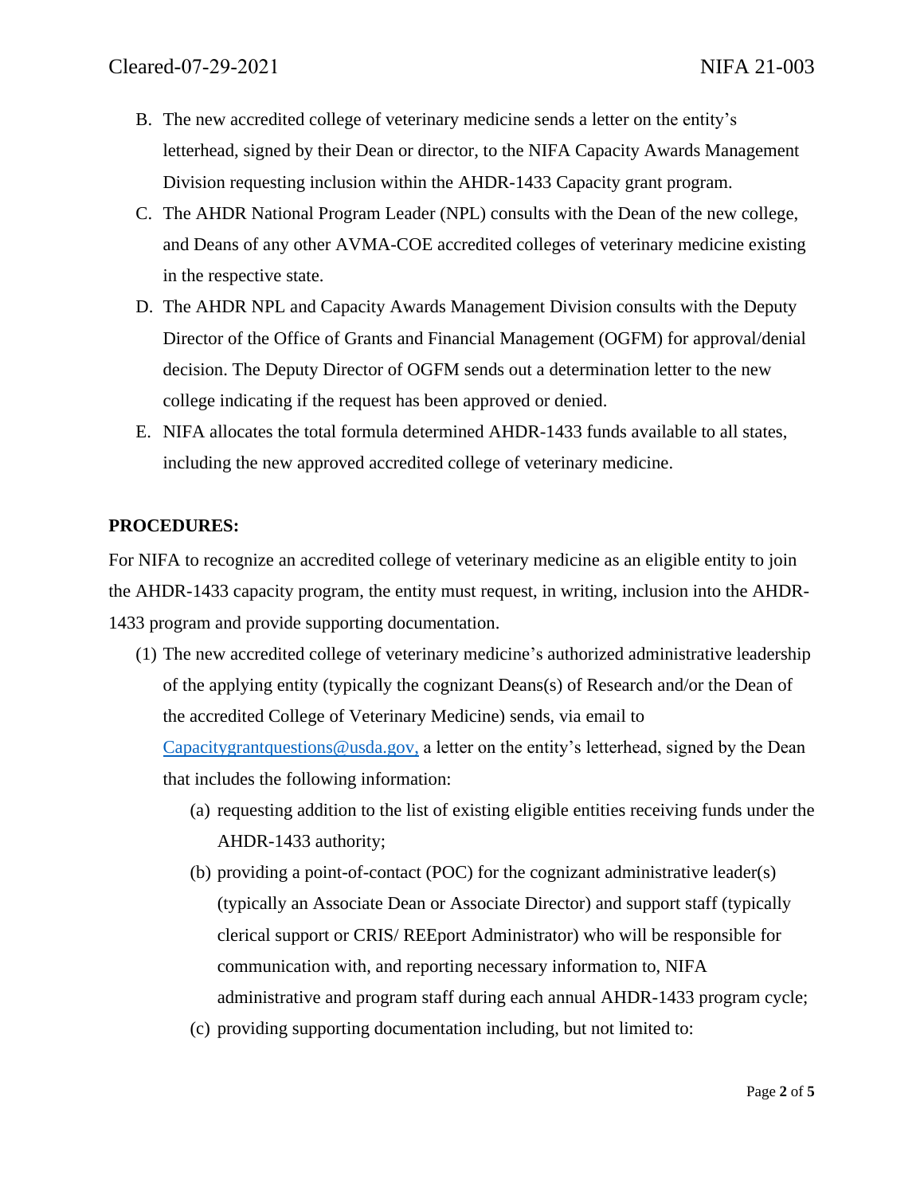B. The new accredited college of veterinary medicine sends a letter on the entity's letterhead, signed by their Dean or director, to the NIFA Capacity Awards Management Division requesting inclusion within the AHDR-1433 Capacity grant program.

C. The AHDR National Program Leader (NPL) consults with the Dean of the new college, and Deans of any other AVMA-COE accredited colleges of veterinary medicine existing in the respective state.

D. The AHDR NPL and Capacity Awards Management Division consults with the Deputy Director of the Office of Grants and Financial Management (OGFM) for approval/denial decision. The Deputy Director of OGFM sends out a determination letter to the new college indicating if the request has been approved or denied.

E. NIFA allocates the total formula determined AHDR-1433 funds available to all states, including the new approved accredited college of veterinary medicine.

**PROCEDURES:**

For NIFA to recognize an accredited college of veterinary medicine as an eligible entity to join the AHDR-1433 capacity program, the entity must request, in writing, inclusion into the AHDR-1433 program and provide supporting documentation.

(1) The new accredited college of veterinary medicine's authorized administrative leadership of the applying entity (typically the cognizant Deans(s) of Research and/or the Dean of the accredited College of Veterinary Medicine) sends, via email to [Capacitygrantquestions@usda.gov,](mailto:Capacitygrantquestions@usda.gov) a letter on the entity's letterhead, signed by the Dean that includes the following information:

   (a) requesting addition to the list of existing eligible entities receiving funds under the AHDR-1433 authority;

   (b) providing a point-of-contact (POC) for the cognizant administrative leader(s) (typically an Associate Dean or Associate Director) and support staff (typically clerical support or CRIS/ REEport Administrator) who will be responsible for communication with, and reporting necessary information to, NIFA administrative and program staff during each annual AHDR-1433 program cycle;

   (c) providing supporting documentation including, but not limited to: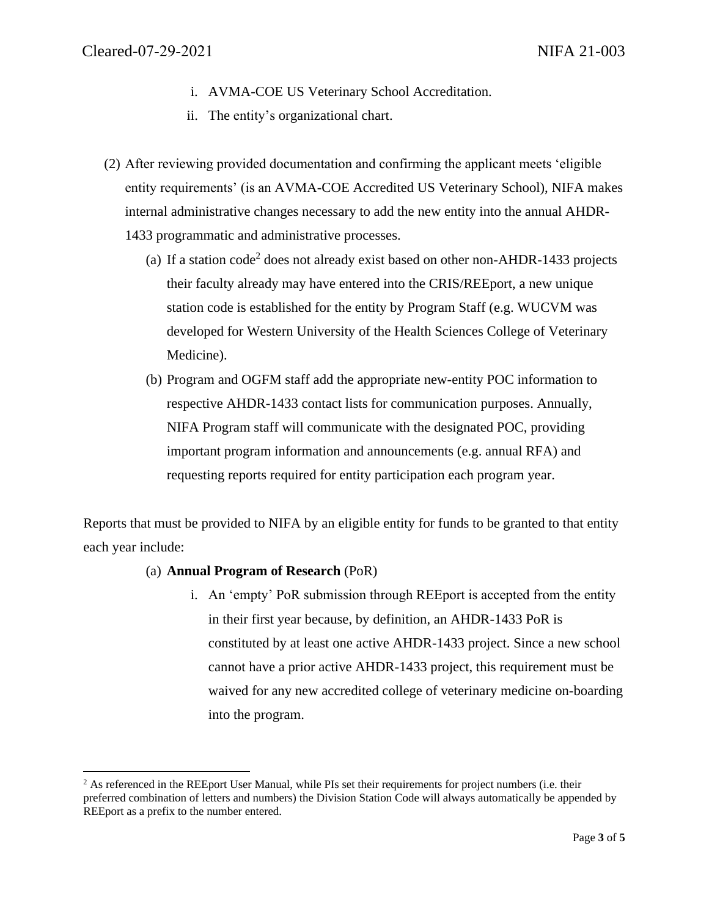i. AVMA-COE US Veterinary School Accreditation.
ii. The entity's organizational chart.

(2) After reviewing provided documentation and confirming the applicant meets 'eligible entity requirements' (is an AVMA-COE Accredited US Veterinary School), NIFA makes internal administrative changes necessary to add the new entity into the annual AHDR-1433 programmatic and administrative processes.

(a) If a station code[2] does not already exist based on other non-AHDR-1433 projects their faculty already may have entered into the CRIS/REEport, a new unique station code is established for the entity by Program Staff (e.g. WUCVM was developed for Western University of the Health Sciences College of Veterinary Medicine).

(b) Program and OGFM staff add the appropriate new-entity POC information to respective AHDR-1433 contact lists for communication purposes. Annually, NIFA Program staff will communicate with the designated POC, providing important program information and announcements (e.g. annual RFA) and requesting reports required for entity participation each program year.

Reports that must be provided to NIFA by an eligible entity for funds to be granted to that entity each year include:

(a) **Annual Program of Research** (PoR)

i. An 'empty' PoR submission through REEport is accepted from the entity in their first year because, by definition, an AHDR-1433 PoR is constituted by at least one active AHDR-1433 project. Since a new school cannot have a prior active AHDR-1433 project, this requirement must be waived for any new accredited college of veterinary medicine on-boarding into the program.

---

[2] As referenced in the REEport User Manual, while PIs set their requirements for project numbers (i.e. their preferred combination of letters and numbers) the Division Station Code will always automatically be appended by REEport as a prefix to the number entered.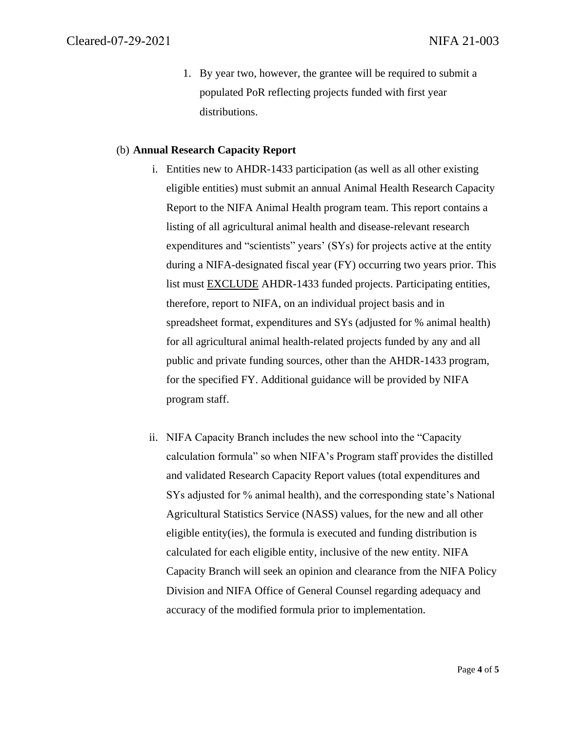1. By year two, however, the grantee will be required to submit a populated PoR reflecting projects funded with first year distributions.

(b) **Annual Research Capacity Report**

i. Entities new to AHDR-1433 participation (as well as all other existing eligible entities) must submit an annual Animal Health Research Capacity Report to the NIFA Animal Health program team. This report contains a listing of all agricultural animal health and disease-relevant research expenditures and "scientists" years' (SYs) for projects active at the entity during a NIFA-designated fiscal year (FY) occurring two years prior. This list must <u>EXCLUDE</u> AHDR-1433 funded projects. Participating entities, therefore, report to NIFA, on an individual project basis and in spreadsheet format, expenditures and SYs (adjusted for % animal health) for all agricultural animal health-related projects funded by any and all public and private funding sources, other than the AHDR-1433 program, for the specified FY. Additional guidance will be provided by NIFA program staff.

ii. NIFA Capacity Branch includes the new school into the "Capacity calculation formula" so when NIFA's Program staff provides the distilled and validated Research Capacity Report values (total expenditures and SYs adjusted for % animal health), and the corresponding state's National Agricultural Statistics Service (NASS) values, for the new and all other eligible entity(ies), the formula is executed and funding distribution is calculated for each eligible entity, inclusive of the new entity. NIFA Capacity Branch will seek an opinion and clearance from the NIFA Policy Division and NIFA Office of General Counsel regarding adequacy and accuracy of the modified formula prior to implementation.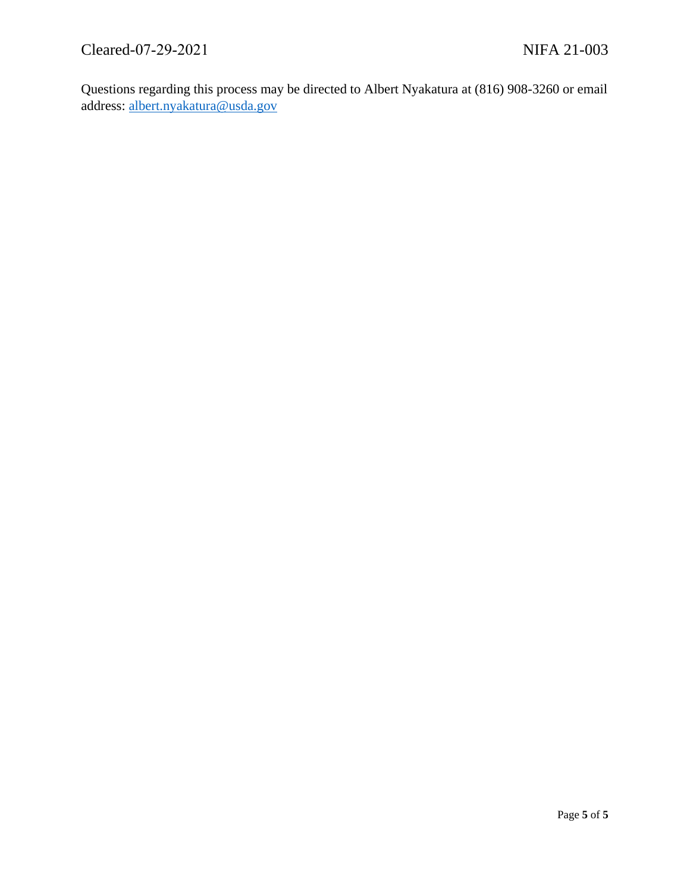Questions regarding this process may be directed to Albert Nyakatura at (816) 908-3260 or email address: albert.nyakatura@usda.gov